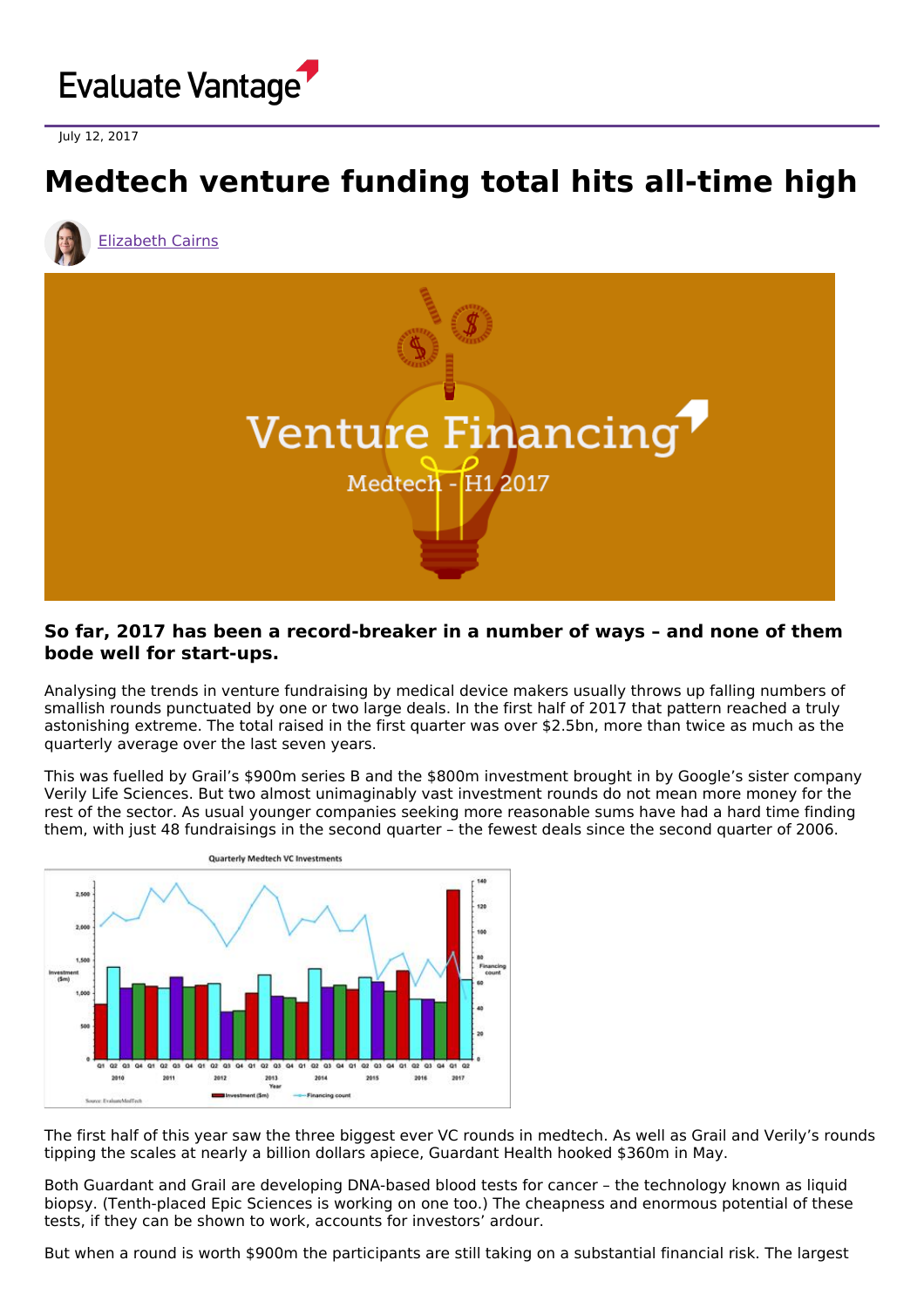Evaluate Vantage

July 12, 2017

# Medtech venture funding total hits all-time high

Elizabeth Cairns

**So far, 2017 has been a record-breaker in a number of ways – and none of them bode well for start-ups.**

Analysing the trends in venture fundraising by medical device makers usually throws up falling numbers of smallish rounds punctuated by one or two large deals. In the first half of 2017 that pattern reached a truly astonishing extreme. The total raised in the first quarter was over $2.5bn, more than twice as much as the quarterly average over the last seven years.

This was fuelled by Grail's $900m series B and the $800m investment brought in by Google's sister company Verily Life Sciences. But two almost unimaginably vast investment rounds do not mean more money for the rest of the sector. As usual younger companies seeking more reasonable sums have had a hard time finding them, with just 48 fundraisings in the second quarter – the fewest deals since the second quarter of 2006.

The first half of this year saw the three biggest ever VC rounds in medtech. As well as Grail and Verily's rounds tipping the scales at nearly a billion dollars apiece, Guardant Health hooked $360m in May.

Both Guardant and Grail are developing DNA-based blood tests for cancer – the technology known as liquid biopsy. (Tenth-placed Epic Sciences is working on one too.) The cheapness and enormous potential of these tests, if they can be shown to work, accounts for investors' ardour.

But when a round is worth $900m the participants are still taking on a substantial financial risk. The largest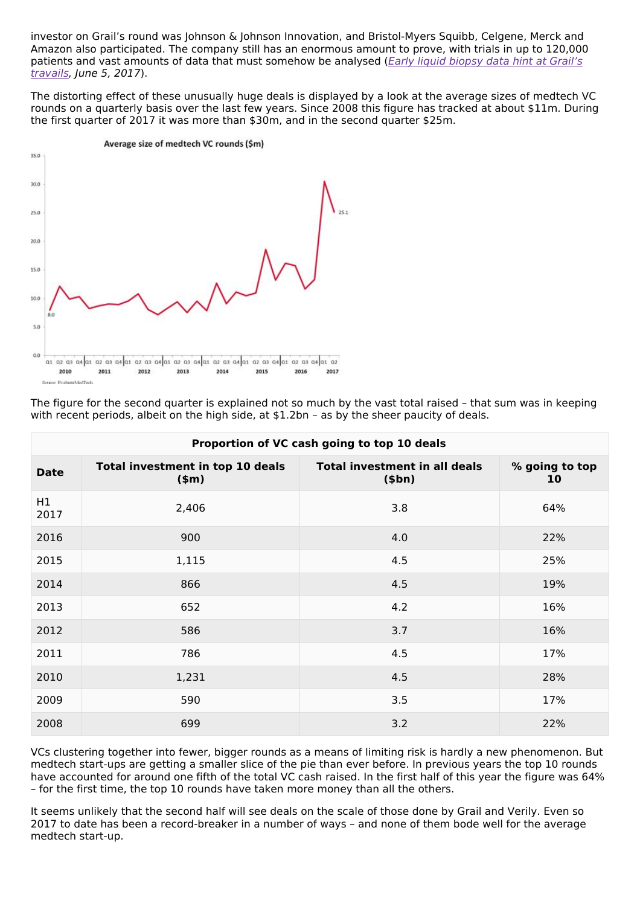investor on Grail's round was Johnson & Johnson Innovation, and Bristol-Myers Squibb, Celgene, Merck and Amazon also participated. The company still has an enormous amount to prove, with trials in up to 120,000 patients and vast amounts of data that must somehow be analysed (*Early liquid biopsy data hint at Grail's travails, June 5, 2017*).

The distorting effect of these unusually huge deals is displayed by a look at the average sizes of medtech VC rounds on a quarterly basis over the last few years. Since 2008 this figure has tracked at about $11m. During the first quarter of 2017 it was more than $30m, and in the second quarter $25m.

The figure for the second quarter is explained not so much by the vast total raised – that sum was in keeping with recent periods, albeit on the high side, at $1.2bn – as by the sheer paucity of deals.

| Proportion of VC cash going to top 10 deals | | | |
|---|---|---|---|
| **Date** | **Total investment in top 10 deals ($m)** | **Total investment in all deals ($bn)** | **% going to top 10** |
| H1 2017 | 2,406 | 3.8 | 64% |
| 2016 | 900 | 4.0 | 22% |
| 2015 | 1,115 | 4.5 | 25% |
| 2014 | 866 | 4.5 | 19% |
| 2013 | 652 | 4.2 | 16% |
| 2012 | 586 | 3.7 | 16% |
| 2011 | 786 | 4.5 | 17% |
| 2010 | 1,231 | 4.5 | 28% |
| 2009 | 590 | 3.5 | 17% |
| 2008 | 699 | 3.2 | 22% |

VCs clustering together into fewer, bigger rounds as a means of limiting risk is hardly a new phenomenon. But medtech start-ups are getting a smaller slice of the pie than ever before. In previous years the top 10 rounds have accounted for around one fifth of the total VC cash raised. In the first half of this year the figure was 64% – for the first time, the top 10 rounds have taken more money than all the others.

It seems unlikely that the second half will see deals on the scale of those done by Grail and Verily. Even so 2017 to date has been a record-breaker in a number of ways – and none of them bode well for the average medtech start-up.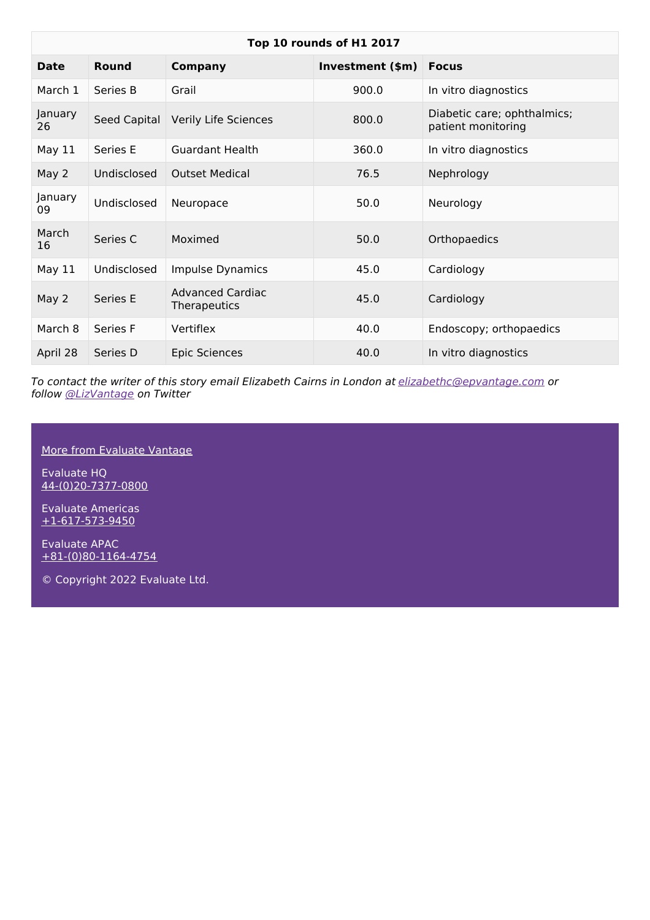| Top 10 rounds of H1 2017 | | | | |
|---|---|---|---|---|
| **Date** | **Round** | **Company** | **Investment ($m)** | **Focus** |
| March 1 | Series B | Grail | 900.0 | In vitro diagnostics |
| January 26 | Seed Capital | Verily Life Sciences | 800.0 | Diabetic care; ophthalmics; patient monitoring |
| May 11 | Series E | Guardant Health | 360.0 | In vitro diagnostics |
| May 2 | Undisclosed | Outset Medical | 76.5 | Nephrology |
| January 09 | Undisclosed | Neuropace | 50.0 | Neurology |
| March 16 | Series C | Moximed | 50.0 | Orthopaedics |
| May 11 | Undisclosed | Impulse Dynamics | 45.0 | Cardiology |
| May 2 | Series E | Advanced Cardiac Therapeutics | 45.0 | Cardiology |
| March 8 | Series F | Vertiflex | 40.0 | Endoscopy; orthopaedics |
| April 28 | Series D | Epic Sciences | 40.0 | In vitro diagnostics |

*To contact the writer of this story email Elizabeth Cairns in London at elizabethc@epvantage.com or follow @LizVantage on Twitter*

More from Evaluate Vantage

Evaluate HQ
44-(0)20-7377-0800

Evaluate Americas
+1-617-573-9450

Evaluate APAC
+81-(0)80-1164-4754

© Copyright 2022 Evaluate Ltd.